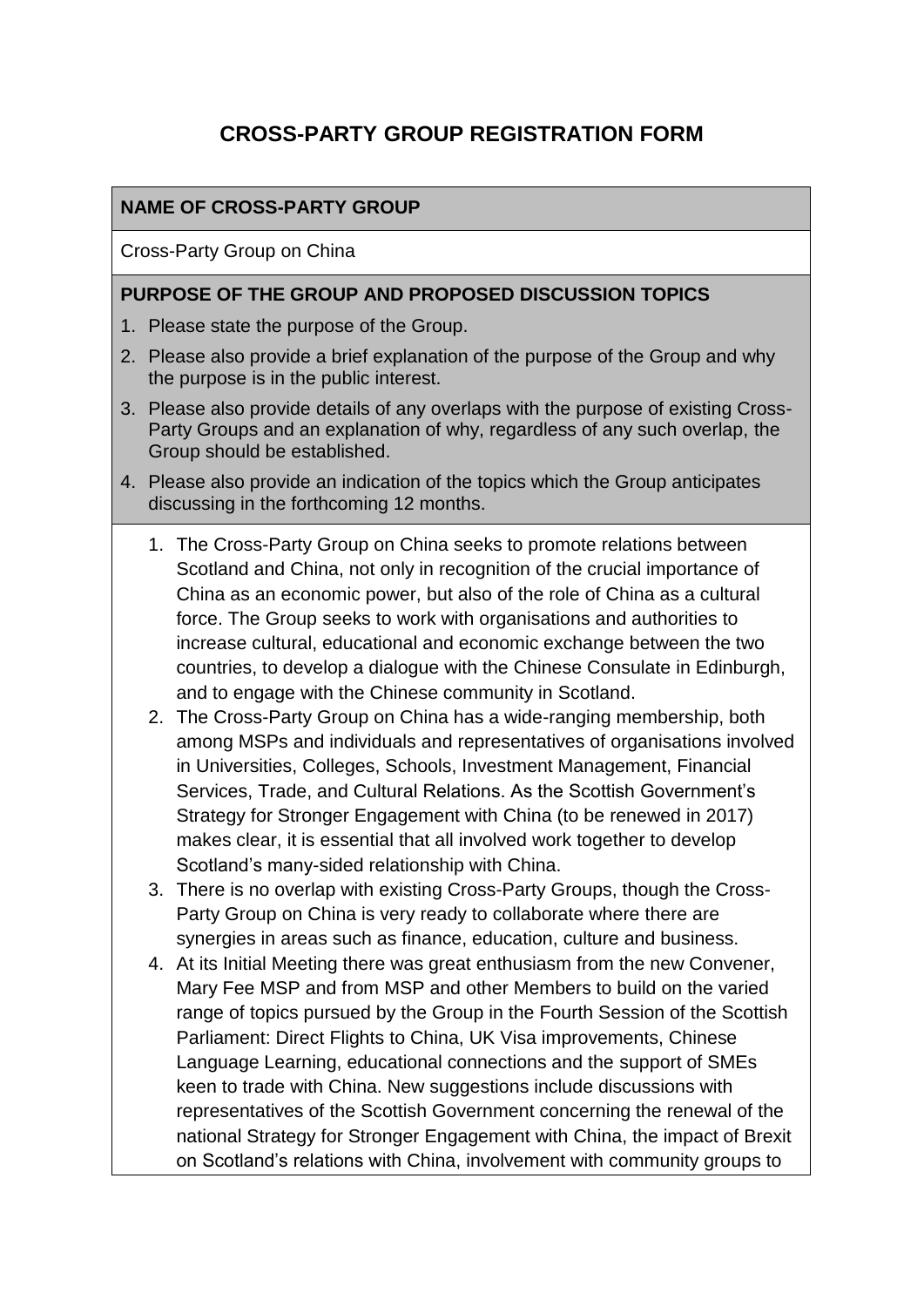# CROSS-PARTY GROUP REGISTRATION FORM

## NAME OF CROSS-PARTY GROUP

Cross-Party Group on China

## PURPOSE OF THE GROUP AND PROPOSED DISCUSSION TOPICS

1. Please state the purpose of the Group.
2. Please also provide a brief explanation of the purpose of the Group and why the purpose is in the public interest.
3. Please also provide details of any overlaps with the purpose of existing Cross-Party Groups and an explanation of why, regardless of any such overlap, the Group should be established.
4. Please also provide an indication of the topics which the Group anticipates discussing in the forthcoming 12 months.

1. The Cross-Party Group on China seeks to promote relations between Scotland and China, not only in recognition of the crucial importance of China as an economic power, but also of the role of China as a cultural force. The Group seeks to work with organisations and authorities to increase cultural, educational and economic exchange between the two countries, to develop a dialogue with the Chinese Consulate in Edinburgh, and to engage with the Chinese community in Scotland.
2. The Cross-Party Group on China has a wide-ranging membership, both among MSPs and individuals and representatives of organisations involved in Universities, Colleges, Schools, Investment Management, Financial Services, Trade, and Cultural Relations. As the Scottish Government's Strategy for Stronger Engagement with China (to be renewed in 2017) makes clear, it is essential that all involved work together to develop Scotland's many-sided relationship with China.
3. There is no overlap with existing Cross-Party Groups, though the Cross-Party Group on China is very ready to collaborate where there are synergies in areas such as finance, education, culture and business.
4. At its Initial Meeting there was great enthusiasm from the new Convener, Mary Fee MSP and from MSP and other Members to build on the varied range of topics pursued by the Group in the Fourth Session of the Scottish Parliament: Direct Flights to China, UK Visa improvements, Chinese Language Learning, educational connections and the support of SMEs keen to trade with China. New suggestions include discussions with representatives of the Scottish Government concerning the renewal of the national Strategy for Stronger Engagement with China, the impact of Brexit on Scotland's relations with China, involvement with community groups to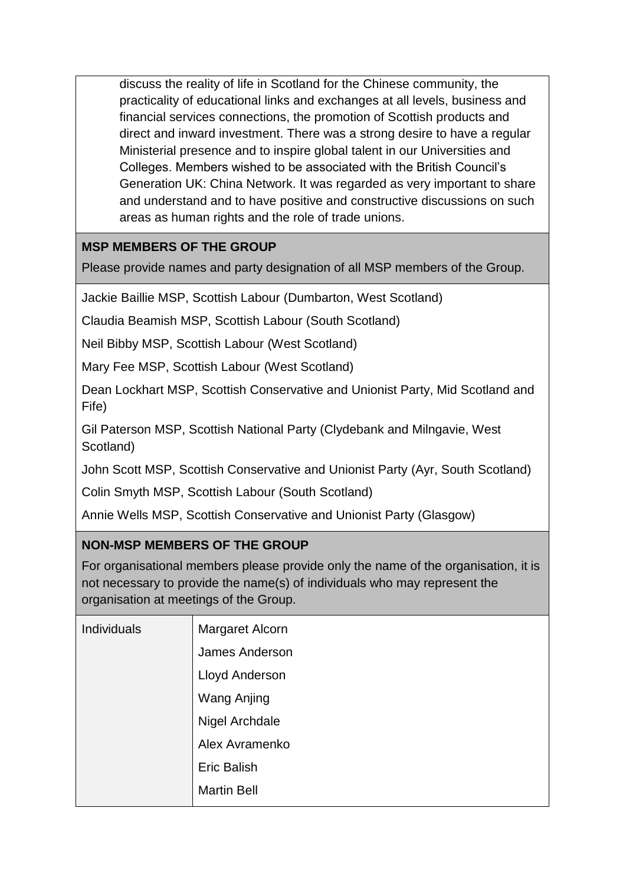discuss the reality of life in Scotland for the Chinese community, the practicality of educational links and exchanges at all levels, business and financial services connections, the promotion of Scottish products and direct and inward investment. There was a strong desire to have a regular Ministerial presence and to inspire global talent in our Universities and Colleges. Members wished to be associated with the British Council's Generation UK: China Network. It was regarded as very important to share and understand and to have positive and constructive discussions on such areas as human rights and the role of trade unions.

**MSP MEMBERS OF THE GROUP**

Please provide names and party designation of all MSP members of the Group.

Jackie Baillie MSP, Scottish Labour (Dumbarton, West Scotland)

Claudia Beamish MSP, Scottish Labour (South Scotland)

Neil Bibby MSP, Scottish Labour (West Scotland)

Mary Fee MSP, Scottish Labour (West Scotland)

Dean Lockhart MSP, Scottish Conservative and Unionist Party, Mid Scotland and Fife)

Gil Paterson MSP, Scottish National Party (Clydebank and Milngavie, West Scotland)

John Scott MSP, Scottish Conservative and Unionist Party (Ayr, South Scotland)

Colin Smyth MSP, Scottish Labour (South Scotland)

Annie Wells MSP, Scottish Conservative and Unionist Party (Glasgow)

**NON-MSP MEMBERS OF THE GROUP**

For organisational members please provide only the name of the organisation, it is not necessary to provide the name(s) of individuals who may represent the organisation at meetings of the Group.

| Individuals | Margaret Alcorn |
|---|---|
| | James Anderson |
| | Lloyd Anderson |
| | Wang Anjing |
| | Nigel Archdale |
| | Alex Avramenko |
| | Eric Balish |
| | Martin Bell |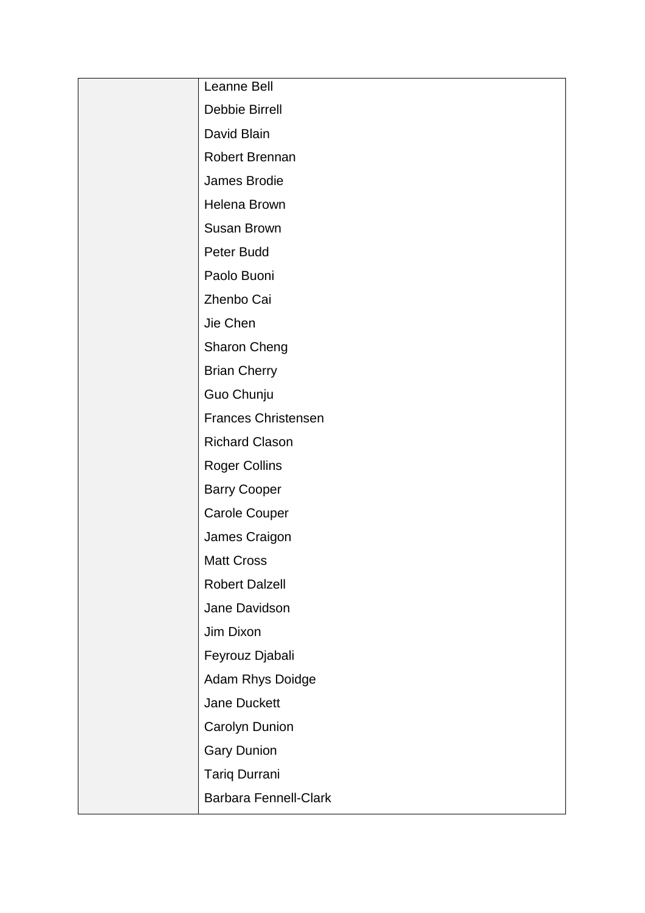| | |
|---|---|
| | Leanne Bell |
| | Debbie Birrell |
| | David Blain |
| | Robert Brennan |
| | James Brodie |
| | Helena Brown |
| | Susan Brown |
| | Peter Budd |
| | Paolo Buoni |
| | Zhenbo Cai |
| | Jie Chen |
| | Sharon Cheng |
| | Brian Cherry |
| | Guo Chunju |
| | Frances Christensen |
| | Richard Clason |
| | Roger Collins |
| | Barry Cooper |
| | Carole Couper |
| | James Craigon |
| | Matt Cross |
| | Robert Dalzell |
| | Jane Davidson |
| | Jim Dixon |
| | Feyrouz Djabali |
| | Adam Rhys Doidge |
| | Jane Duckett |
| | Carolyn Dunion |
| | Gary Dunion |
| | Tariq Durrani |
| | Barbara Fennell-Clark |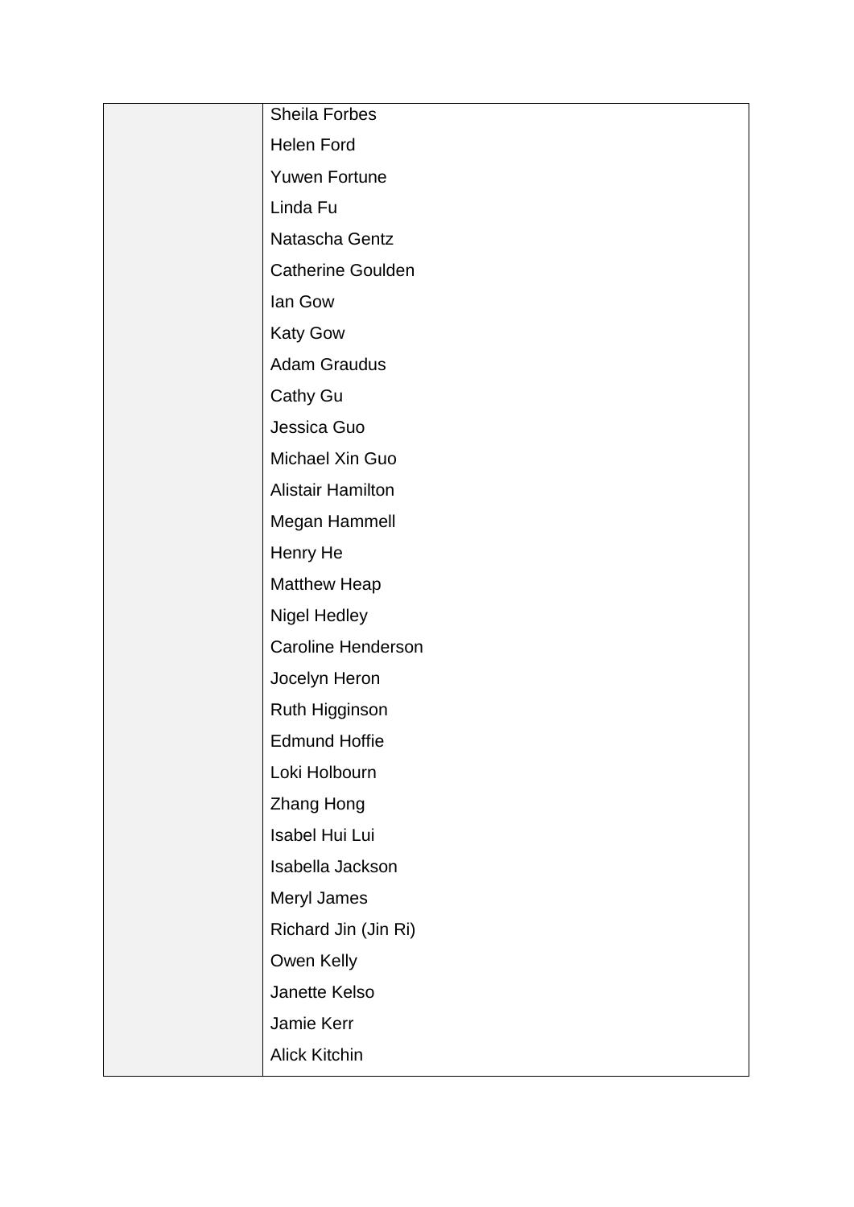| | |
|---|---|
| | Sheila Forbes |
| | Helen Ford |
| | Yuwen Fortune |
| | Linda Fu |
| | Natascha Gentz |
| | Catherine Goulden |
| | Ian Gow |
| | Katy Gow |
| | Adam Graudus |
| | Cathy Gu |
| | Jessica Guo |
| | Michael Xin Guo |
| | Alistair Hamilton |
| | Megan Hammell |
| | Henry He |
| | Matthew Heap |
| | Nigel Hedley |
| | Caroline Henderson |
| | Jocelyn Heron |
| | Ruth Higginson |
| | Edmund Hoffie |
| | Loki Holbourn |
| | Zhang Hong |
| | Isabel Hui Lui |
| | Isabella Jackson |
| | Meryl James |
| | Richard Jin (Jin Ri) |
| | Owen Kelly |
| | Janette Kelso |
| | Jamie Kerr |
| | Alick Kitchin |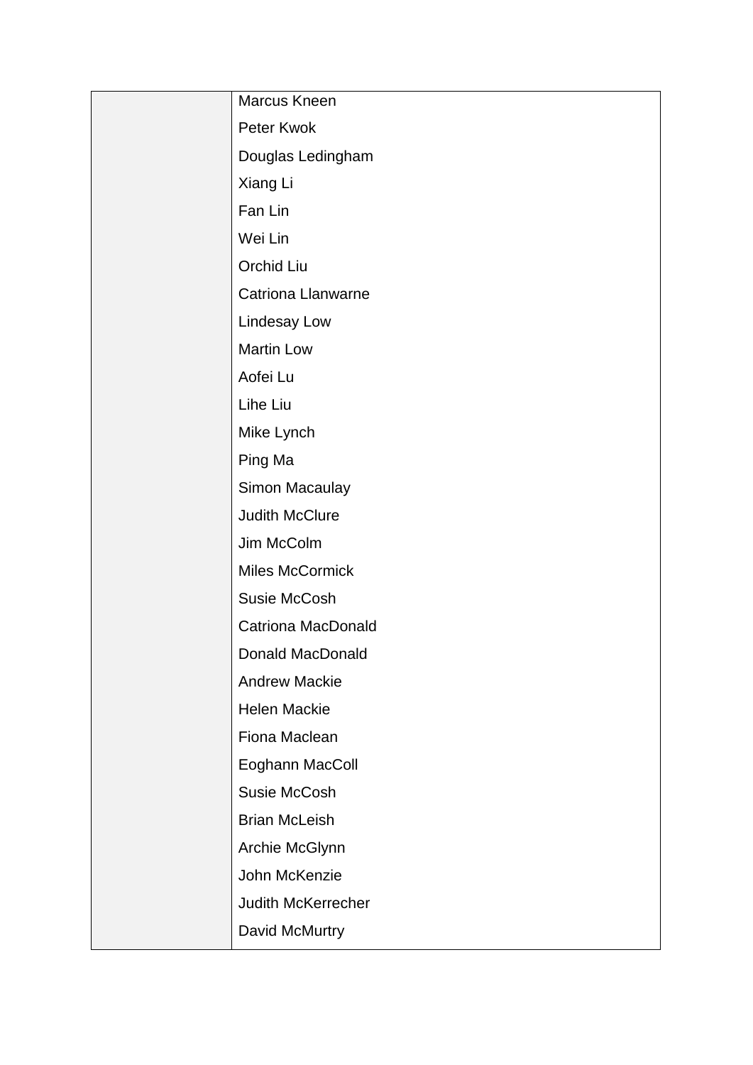| | |
|---|---|
| | Marcus Kneen |
| | Peter Kwok |
| | Douglas Ledingham |
| | Xiang Li |
| | Fan Lin |
| | Wei Lin |
| | Orchid Liu |
| | Catriona Llanwarne |
| | Lindesay Low |
| | Martin Low |
| | Aofei Lu |
| | Lihe Liu |
| | Mike Lynch |
| | Ping Ma |
| | Simon Macaulay |
| | Judith McClure |
| | Jim McColm |
| | Miles McCormick |
| | Susie McCosh |
| | Catriona MacDonald |
| | Donald MacDonald |
| | Andrew Mackie |
| | Helen Mackie |
| | Fiona Maclean |
| | Eoghann MacColl |
| | Susie McCosh |
| | Brian McLeish |
| | Archie McGlynn |
| | John McKenzie |
| | Judith McKerrecher |
| | David McMurtry |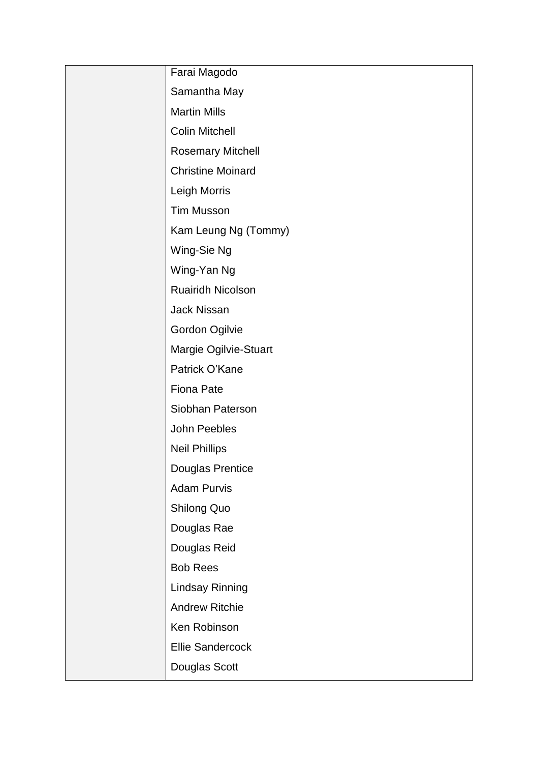| | |
|---|---|
| | Farai Magodo |
| | Samantha May |
| | Martin Mills |
| | Colin Mitchell |
| | Rosemary Mitchell |
| | Christine Moinard |
| | Leigh Morris |
| | Tim Musson |
| | Kam Leung Ng (Tommy) |
| | Wing-Sie Ng |
| | Wing-Yan Ng |
| | Ruairidh Nicolson |
| | Jack Nissan |
| | Gordon Ogilvie |
| | Margie Ogilvie-Stuart |
| | Patrick O'Kane |
| | Fiona Pate |
| | Siobhan Paterson |
| | John Peebles |
| | Neil Phillips |
| | Douglas Prentice |
| | Adam Purvis |
| | Shilong Quo |
| | Douglas Rae |
| | Douglas Reid |
| | Bob Rees |
| | Lindsay Rinning |
| | Andrew Ritchie |
| | Ken Robinson |
| | Ellie Sandercock |
| | Douglas Scott |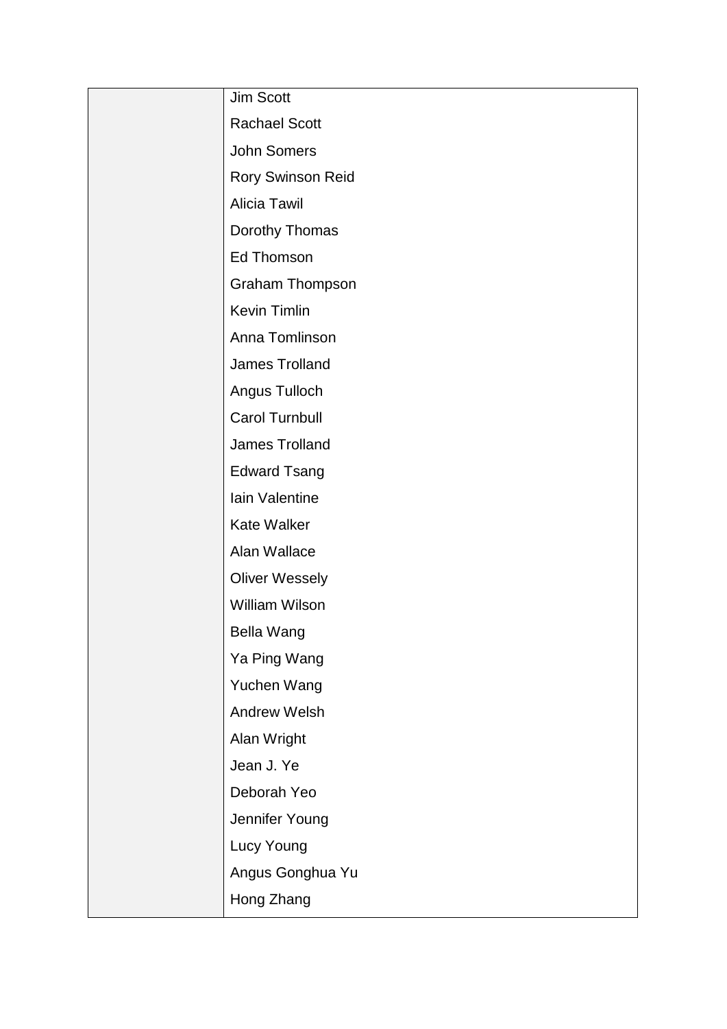| | |
|---|---|
| | Jim Scott |
| | Rachael Scott |
| | John Somers |
| | Rory Swinson Reid |
| | Alicia Tawil |
| | Dorothy Thomas |
| | Ed Thomson |
| | Graham Thompson |
| | Kevin Timlin |
| | Anna Tomlinson |
| | James Trolland |
| | Angus Tulloch |
| | Carol Turnbull |
| | James Trolland |
| | Edward Tsang |
| | Iain Valentine |
| | Kate Walker |
| | Alan Wallace |
| | Oliver Wessely |
| | William Wilson |
| | Bella Wang |
| | Ya Ping Wang |
| | Yuchen Wang |
| | Andrew Welsh |
| | Alan Wright |
| | Jean J. Ye |
| | Deborah Yeo |
| | Jennifer Young |
| | Lucy Young |
| | Angus Gonghua Yu |
| | Hong Zhang |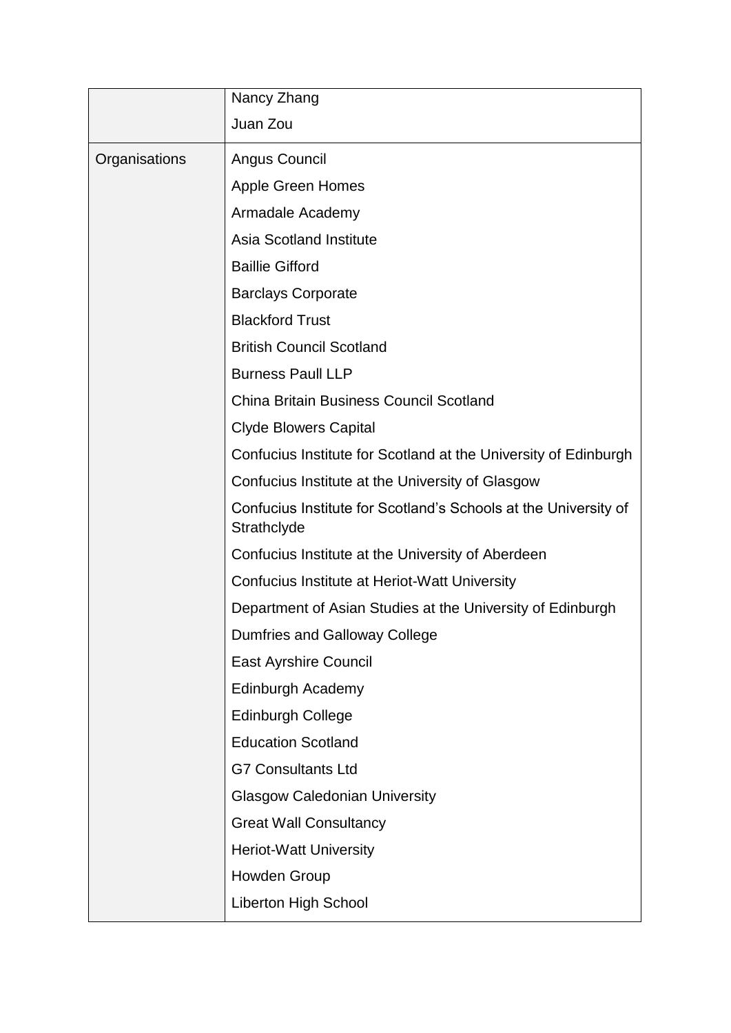| | |
|---|---|
| | Nancy Zhang<br>Juan Zou |
| Organisations | Angus Council<br>Apple Green Homes<br>Armadale Academy<br>Asia Scotland Institute<br>Baillie Gifford<br>Barclays Corporate<br>Blackford Trust<br>British Council Scotland<br>Burness Paull LLP<br>China Britain Business Council Scotland<br>Clyde Blowers Capital<br>Confucius Institute for Scotland at the University of Edinburgh<br>Confucius Institute at the University of Glasgow<br>Confucius Institute for Scotland's Schools at the University of Strathclyde<br>Confucius Institute at the University of Aberdeen<br>Confucius Institute at Heriot-Watt University<br>Department of Asian Studies at the University of Edinburgh<br>Dumfries and Galloway College<br>East Ayrshire Council<br>Edinburgh Academy<br>Edinburgh College<br>Education Scotland<br>G7 Consultants Ltd<br>Glasgow Caledonian University<br>Great Wall Consultancy<br>Heriot-Watt University<br>Howden Group<br>Liberton High School |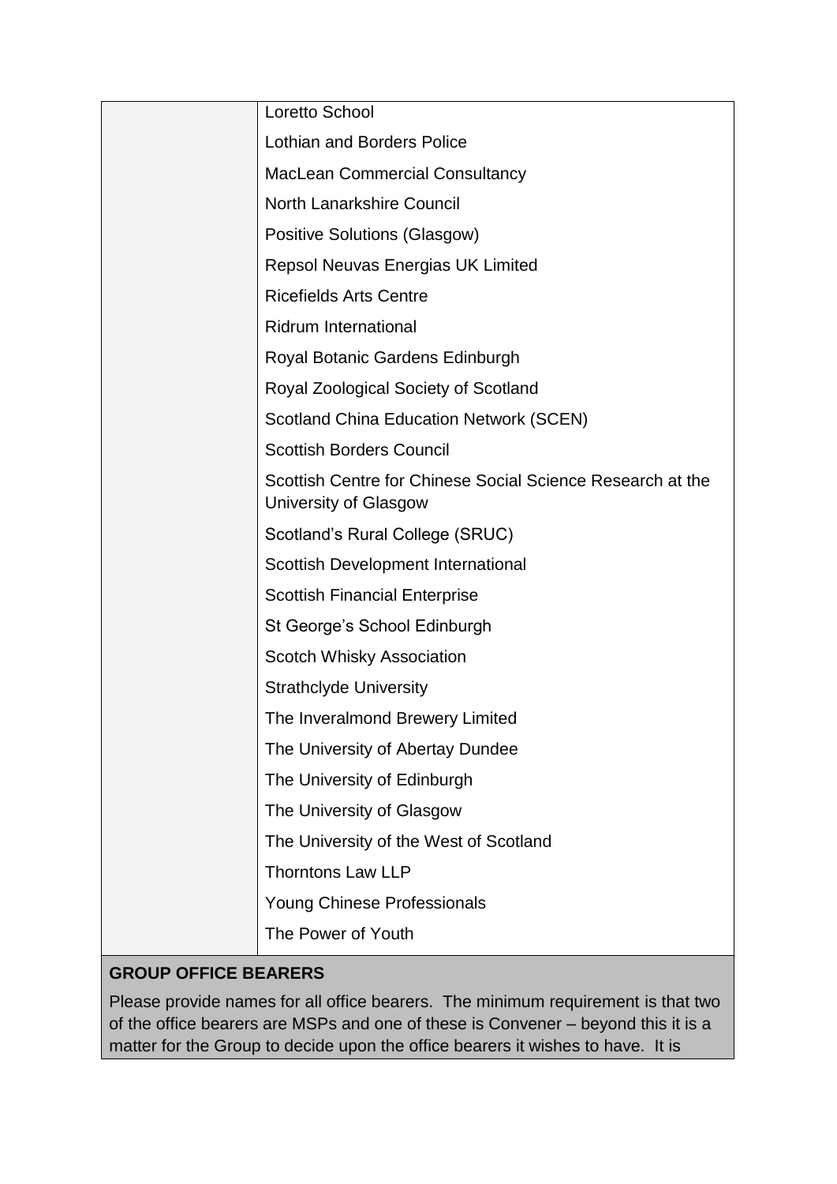| | |
|---|---|
| | Loretto School |
| | Lothian and Borders Police |
| | MacLean Commercial Consultancy |
| | North Lanarkshire Council |
| | Positive Solutions (Glasgow) |
| | Repsol Neuvas Energias UK Limited |
| | Ricefields Arts Centre |
| | Ridrum International |
| | Royal Botanic Gardens Edinburgh |
| | Royal Zoological Society of Scotland |
| | Scotland China Education Network (SCEN) |
| | Scottish Borders Council |
| | Scottish Centre for Chinese Social Science Research at the University of Glasgow |
| | Scotland's Rural College (SRUC) |
| | Scottish Development International |
| | Scottish Financial Enterprise |
| | St George's School Edinburgh |
| | Scotch Whisky Association |
| | Strathclyde University |
| | The Inveralmond Brewery Limited |
| | The University of Abertay Dundee |
| | The University of Edinburgh |
| | The University of Glasgow |
| | The University of the West of Scotland |
| | Thorntons Law LLP |
| | Young Chinese Professionals |
| | The Power of Youth |

**GROUP OFFICE BEARERS**

Please provide names for all office bearers. The minimum requirement is that two of the office bearers are MSPs and one of these is Convener – beyond this it is a matter for the Group to decide upon the office bearers it wishes to have. It is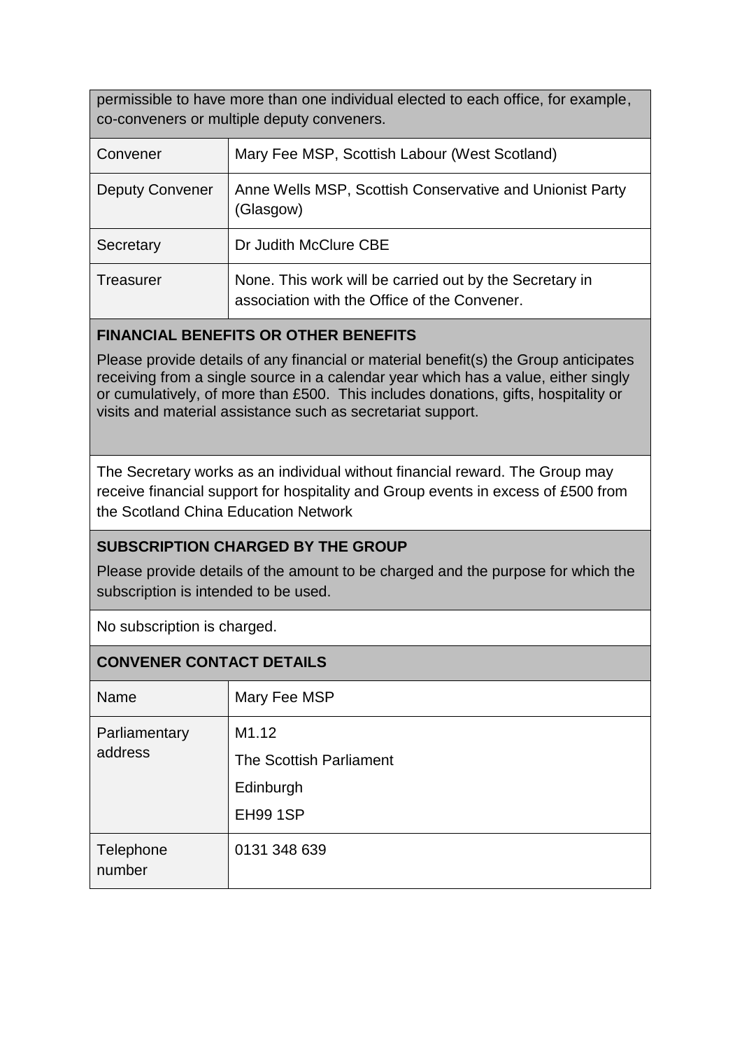permissible to have more than one individual elected to each office, for example, co-conveners or multiple deputy conveners.

| | |
|---|---|
| Convener | Mary Fee MSP, Scottish Labour (West Scotland) |
| Deputy Convener | Anne Wells MSP, Scottish Conservative and Unionist Party (Glasgow) |
| Secretary | Dr Judith McClure CBE |
| Treasurer | None. This work will be carried out by the Secretary in association with the Office of the Convener. |

**FINANCIAL BENEFITS OR OTHER BENEFITS**

Please provide details of any financial or material benefit(s) the Group anticipates receiving from a single source in a calendar year which has a value, either singly or cumulatively, of more than £500. This includes donations, gifts, hospitality or visits and material assistance such as secretariat support.

The Secretary works as an individual without financial reward. The Group may receive financial support for hospitality and Group events in excess of £500 from the Scotland China Education Network

**SUBSCRIPTION CHARGED BY THE GROUP**

Please provide details of the amount to be charged and the purpose for which the subscription is intended to be used.

No subscription is charged.

**CONVENER CONTACT DETAILS**

| | |
|---|---|
| Name | Mary Fee MSP |
| Parliamentary address | M1.12<br>The Scottish Parliament<br>Edinburgh<br>EH99 1SP |
| Telephone number | 0131 348 639 |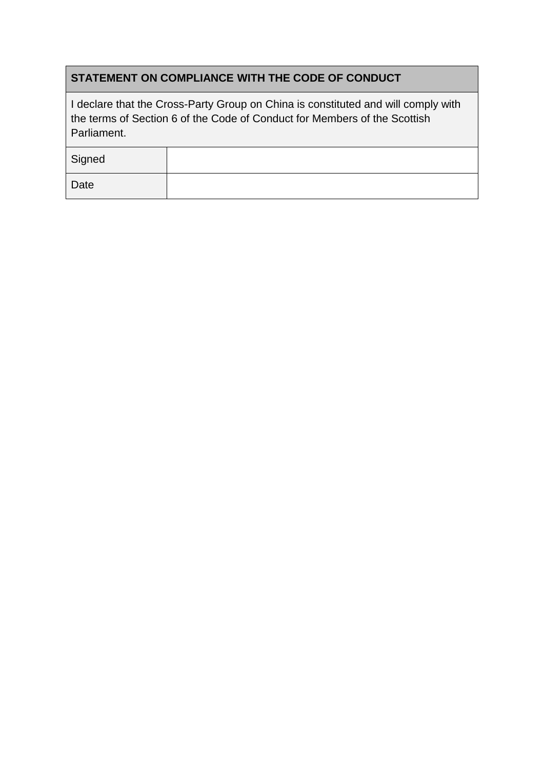| STATEMENT ON COMPLIANCE WITH THE CODE OF CONDUCT | |
| --- | --- |
| I declare that the Cross-Party Group on China is constituted and will comply with the terms of Section 6 of the Code of Conduct for Members of the Scottish Parliament. | |
| Signed | |
| Date | |